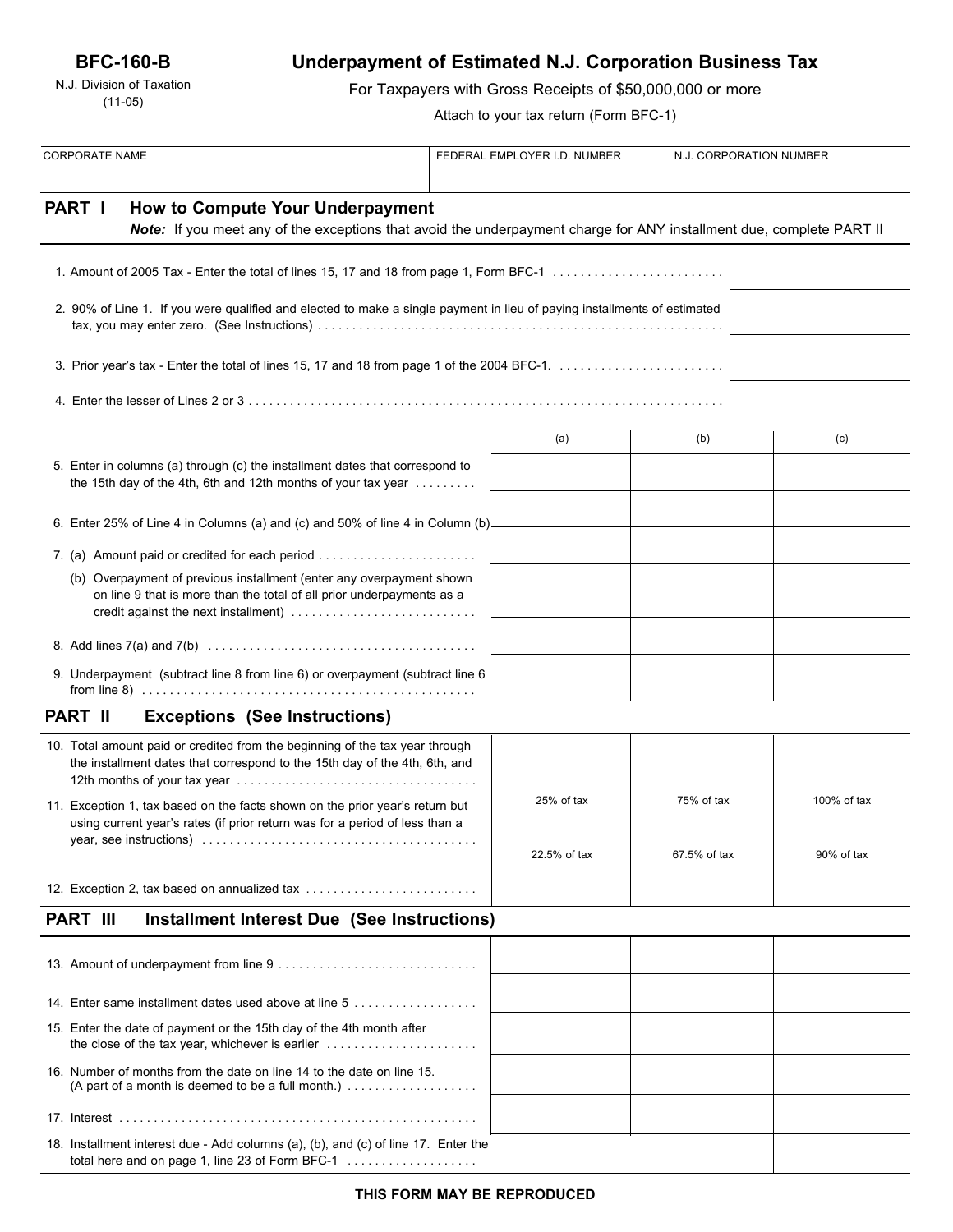**BFC-160-B**

N.J. Division of Taxation
(11-05)

# Underpayment of Estimated N.J. Corporation Business Tax

For Taxpayers with Gross Receipts of $50,000,000 or more

Attach to your tax return (Form BFC-1)

| CORPORATE NAME | FEDERAL EMPLOYER I.D. NUMBER | N.J. CORPORATION NUMBER |
|---|---|---|
| | | |

## PART I How to Compute Your Underpayment

***Note:*** *If you meet any of the exceptions that avoid the underpayment charge for ANY installment due, complete PART II*

| | |
|---|---|
| 1. Amount of 2005 Tax - Enter the total of lines 15, 17 and 18 from page 1, Form BFC-1 | |
| 2. 90% of Line 1. If you were qualified and elected to make a single payment in lieu of paying installments of estimated tax, you may enter zero. (See Instructions) | |
| 3. Prior year's tax - Enter the total of lines 15, 17 and 18 from page 1 of the 2004 BFC-1. | |
| 4. Enter the lesser of Lines 2 or 3 | |

| | (a) | (b) | (c) |
|---|---|---|---|
| 5. Enter in columns (a) through (c) the installment dates that correspond to the 15th day of the 4th, 6th and 12th months of your tax year | | | |
| 6. Enter 25% of Line 4 in Columns (a) and (c) and 50% of line 4 in Column (b) | | | |
| 7. (a) Amount paid or credited for each period | | | |
| (b) Overpayment of previous installment (enter any overpayment shown on line 9 that is more than the total of all prior underpayments as a credit against the next installment) | | | |
| 8. Add lines 7(a) and 7(b) | | | |
| 9. Underpayment (subtract line 8 from line 6) or overpayment (subtract line 6 from line 8) | | | |

## PART II Exceptions (See Instructions)

| | (a) | (b) | (c) |
|---|---|---|---|
| 10. Total amount paid or credited from the beginning of the tax year through the installment dates that correspond to the 15th day of the 4th, 6th, and 12th months of your tax year | | | |
| 11. Exception 1, tax based on the facts shown on the prior year's return but using current year's rates (if prior return was for a period of less than a year, see instructions) | 25% of tax | 75% of tax | 100% of tax |
| 12. Exception 2, tax based on annualized tax | 22.5% of tax | 67.5% of tax | 90% of tax |

## PART III Installment Interest Due (See Instructions)

| | (a) | (b) | (c) |
|---|---|---|---|
| 13. Amount of underpayment from line 9 | | | |
| 14. Enter same installment dates used above at line 5 | | | |
| 15. Enter the date of payment or the 15th day of the 4th month after the close of the tax year, whichever is earlier | | | |
| 16. Number of months from the date on line 14 to the date on line 15. (A part of a month is deemed to be a full month.) | | | |
| 17. Interest | | | |
| 18. Installment interest due - Add columns (a), (b), and (c) of line 17. Enter the total here and on page 1, line 23 of Form BFC-1 | | | |

**THIS FORM MAY BE REPRODUCED**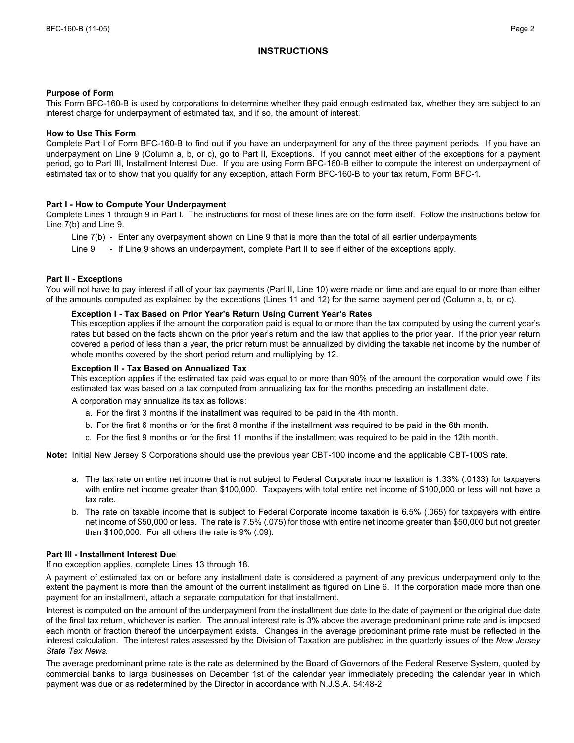# INSTRUCTIONS

**Purpose of Form**

This Form BFC-160-B is used by corporations to determine whether they paid enough estimated tax, whether they are subject to an interest charge for underpayment of estimated tax, and if so, the amount of interest.

**How to Use This Form**

Complete Part I of Form BFC-160-B to find out if you have an underpayment for any of the three payment periods. If you have an underpayment on Line 9 (Column a, b, or c), go to Part II, Exceptions. If you cannot meet either of the exceptions for a payment period, go to Part III, Installment Interest Due. If you are using Form BFC-160-B either to compute the interest on underpayment of estimated tax or to show that you qualify for any exception, attach Form BFC-160-B to your tax return, Form BFC-1.

**Part I - How to Compute Your Underpayment**

Complete Lines 1 through 9 in Part I. The instructions for most of these lines are on the form itself. Follow the instructions below for Line 7(b) and Line 9.

Line 7(b) - Enter any overpayment shown on Line 9 that is more than the total of all earlier underpayments.

Line 9 - If Line 9 shows an underpayment, complete Part II to see if either of the exceptions apply.

**Part II - Exceptions**

You will not have to pay interest if all of your tax payments (Part II, Line 10) were made on time and are equal to or more than either of the amounts computed as explained by the exceptions (Lines 11 and 12) for the same payment period (Column a, b, or c).

**Exception I - Tax Based on Prior Year's Return Using Current Year's Rates**

This exception applies if the amount the corporation paid is equal to or more than the tax computed by using the current year's rates but based on the facts shown on the prior year's return and the law that applies to the prior year. If the prior year return covered a period of less than a year, the prior return must be annualized by dividing the taxable net income by the number of whole months covered by the short period return and multiplying by 12.

**Exception II - Tax Based on Annualized Tax**

This exception applies if the estimated tax paid was equal to or more than 90% of the amount the corporation would owe if its estimated tax was based on a tax computed from annualizing tax for the months preceding an installment date.

A corporation may annualize its tax as follows:

a. For the first 3 months if the installment was required to be paid in the 4th month.
b. For the first 6 months or for the first 8 months if the installment was required to be paid in the 6th month.
c. For the first 9 months or for the first 11 months if the installment was required to be paid in the 12th month.

**Note:** Initial New Jersey S Corporations should use the previous year CBT-100 income and the applicable CBT-100S rate.

a. The tax rate on entire net income that is not subject to Federal Corporate income taxation is 1.33% (.0133) for taxpayers with entire net income greater than $100,000. Taxpayers with total entire net income of $100,000 or less will not have a tax rate.
b. The rate on taxable income that is subject to Federal Corporate income taxation is 6.5% (.065) for taxpayers with entire net income of $50,000 or less. The rate is 7.5% (.075) for those with entire net income greater than $50,000 but not greater than $100,000. For all others the rate is 9% (.09).

**Part III - Installment Interest Due**

If no exception applies, complete Lines 13 through 18.

A payment of estimated tax on or before any installment date is considered a payment of any previous underpayment only to the extent the payment is more than the amount of the current installment as figured on Line 6. If the corporation made more than one payment for an installment, attach a separate computation for that installment.

Interest is computed on the amount of the underpayment from the installment due date to the date of payment or the original due date of the final tax return, whichever is earlier. The annual interest rate is 3% above the average predominant prime rate and is imposed each month or fraction thereof the underpayment exists. Changes in the average predominant prime rate must be reflected in the interest calculation. The interest rates assessed by the Division of Taxation are published in the quarterly issues of the *New Jersey State Tax News.*

The average predominant prime rate is the rate as determined by the Board of Governors of the Federal Reserve System, quoted by commercial banks to large businesses on December 1st of the calendar year immediately preceding the calendar year in which payment was due or as redetermined by the Director in accordance with N.J.S.A. 54:48-2.